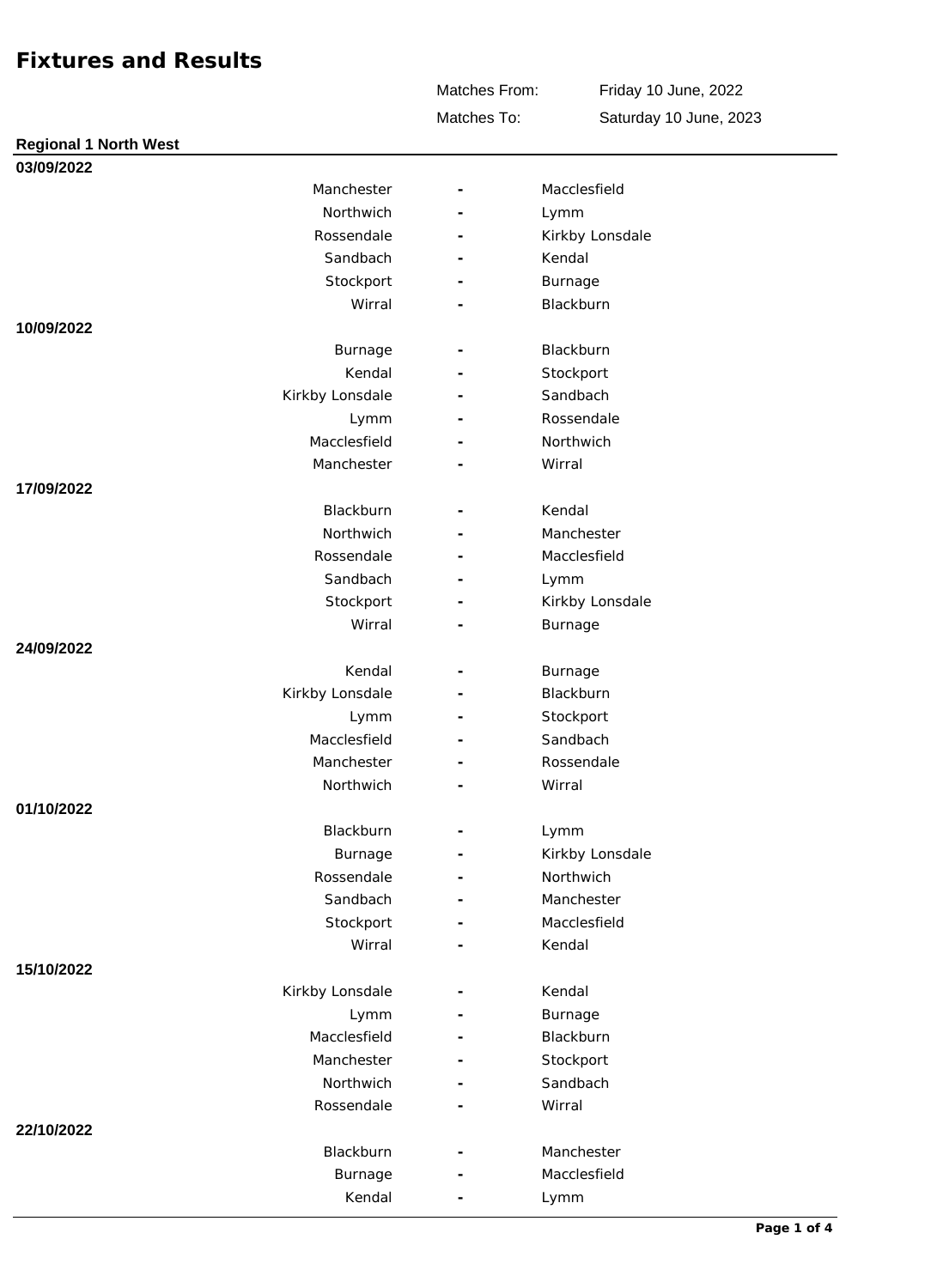# Fixtures and Results

Matches From: Friday 10 June, 2022

Matches To: Saturday 10 June, 2023

## Regional 1 North West

**03/09/2022**

| Home | | Away |
|---|---|---|
| Manchester | - | Macclesfield |
| Northwich | - | Lymm |
| Rossendale | - | Kirkby Lonsdale |
| Sandbach | - | Kendal |
| Stockport | - | Burnage |
| Wirral | - | Blackburn |

**10/09/2022**

| Home | | Away |
|---|---|---|
| Burnage | - | Blackburn |
| Kendal | - | Stockport |
| Kirkby Lonsdale | - | Sandbach |
| Lymm | - | Rossendale |
| Macclesfield | - | Northwich |
| Manchester | - | Wirral |

**17/09/2022**

| Home | | Away |
|---|---|---|
| Blackburn | - | Kendal |
| Northwich | - | Manchester |
| Rossendale | - | Macclesfield |
| Sandbach | - | Lymm |
| Stockport | - | Kirkby Lonsdale |
| Wirral | - | Burnage |

**24/09/2022**

| Home | | Away |
|---|---|---|
| Kendal | - | Burnage |
| Kirkby Lonsdale | - | Blackburn |
| Lymm | - | Stockport |
| Macclesfield | - | Sandbach |
| Manchester | - | Rossendale |
| Northwich | - | Wirral |

**01/10/2022**

| Home | | Away |
|---|---|---|
| Blackburn | - | Lymm |
| Burnage | - | Kirkby Lonsdale |
| Rossendale | - | Northwich |
| Sandbach | - | Manchester |
| Stockport | - | Macclesfield |
| Wirral | - | Kendal |

**15/10/2022**

| Home | | Away |
|---|---|---|
| Kirkby Lonsdale | - | Kendal |
| Lymm | - | Burnage |
| Macclesfield | - | Blackburn |
| Manchester | - | Stockport |
| Northwich | - | Sandbach |
| Rossendale | - | Wirral |

**22/10/2022**

| Home | | Away |
|---|---|---|
| Blackburn | - | Manchester |
| Burnage | - | Macclesfield |
| Kendal | - | Lymm |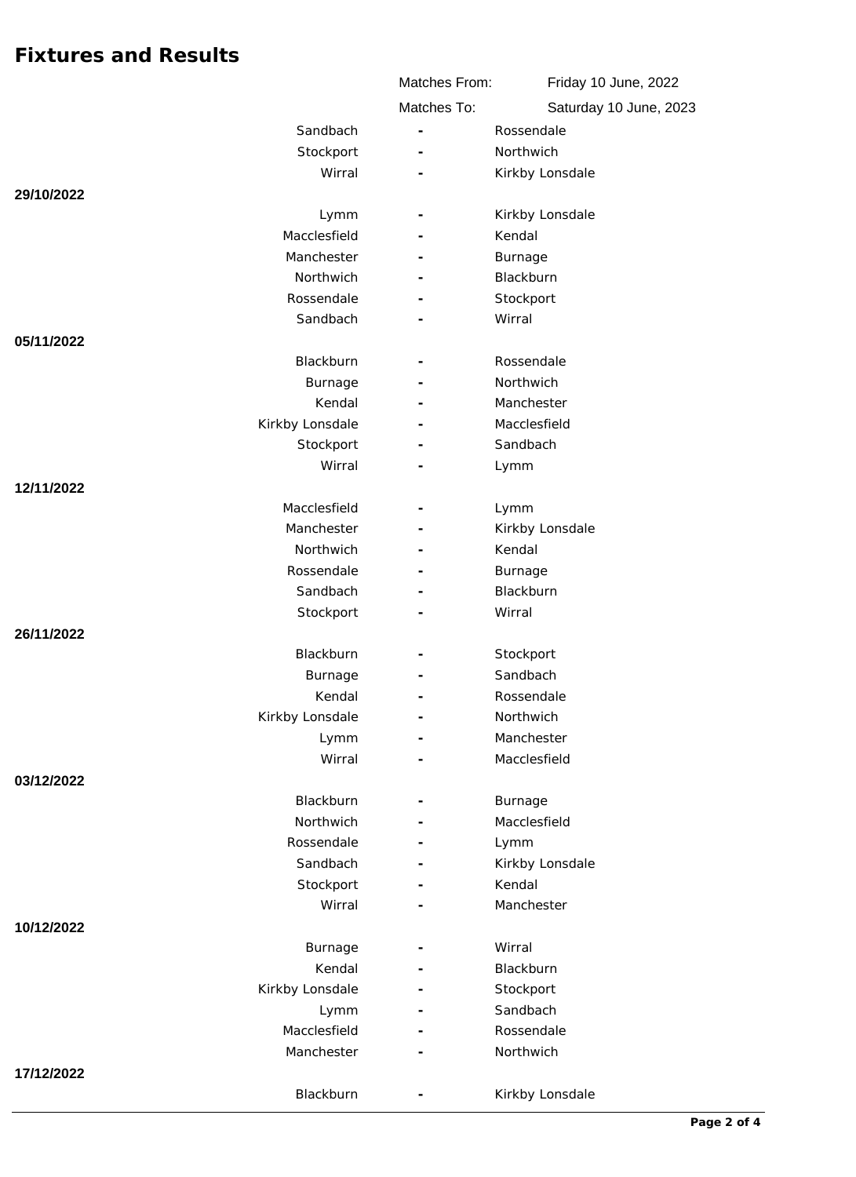# Fixtures and Results

| | | |
|---|---|---|
| Matches From: | Friday 10 June, 2022 | |
| Matches To: | Saturday 10 June, 2023 | |

| Date | Home | | Away |
|---|---|---|---|
| | Sandbach | - | Rossendale |
| | Stockport | - | Northwich |
| | Wirral | - | Kirkby Lonsdale |
| **29/10/2022** | | | |
| | Lymm | - | Kirkby Lonsdale |
| | Macclesfield | - | Kendal |
| | Manchester | - | Burnage |
| | Northwich | - | Blackburn |
| | Rossendale | - | Stockport |
| | Sandbach | - | Wirral |
| **05/11/2022** | | | |
| | Blackburn | - | Rossendale |
| | Burnage | - | Northwich |
| | Kendal | - | Manchester |
| | Kirkby Lonsdale | - | Macclesfield |
| | Stockport | - | Sandbach |
| | Wirral | - | Lymm |
| **12/11/2022** | | | |
| | Macclesfield | - | Lymm |
| | Manchester | - | Kirkby Lonsdale |
| | Northwich | - | Kendal |
| | Rossendale | - | Burnage |
| | Sandbach | - | Blackburn |
| | Stockport | - | Wirral |
| **26/11/2022** | | | |
| | Blackburn | - | Stockport |
| | Burnage | - | Sandbach |
| | Kendal | - | Rossendale |
| | Kirkby Lonsdale | - | Northwich |
| | Lymm | - | Manchester |
| | Wirral | - | Macclesfield |
| **03/12/2022** | | | |
| | Blackburn | - | Burnage |
| | Northwich | - | Macclesfield |
| | Rossendale | - | Lymm |
| | Sandbach | - | Kirkby Lonsdale |
| | Stockport | - | Kendal |
| | Wirral | - | Manchester |
| **10/12/2022** | | | |
| | Burnage | - | Wirral |
| | Kendal | - | Blackburn |
| | Kirkby Lonsdale | - | Stockport |
| | Lymm | - | Sandbach |
| | Macclesfield | - | Rossendale |
| | Manchester | - | Northwich |
| **17/12/2022** | | | |
| | Blackburn | - | Kirkby Lonsdale |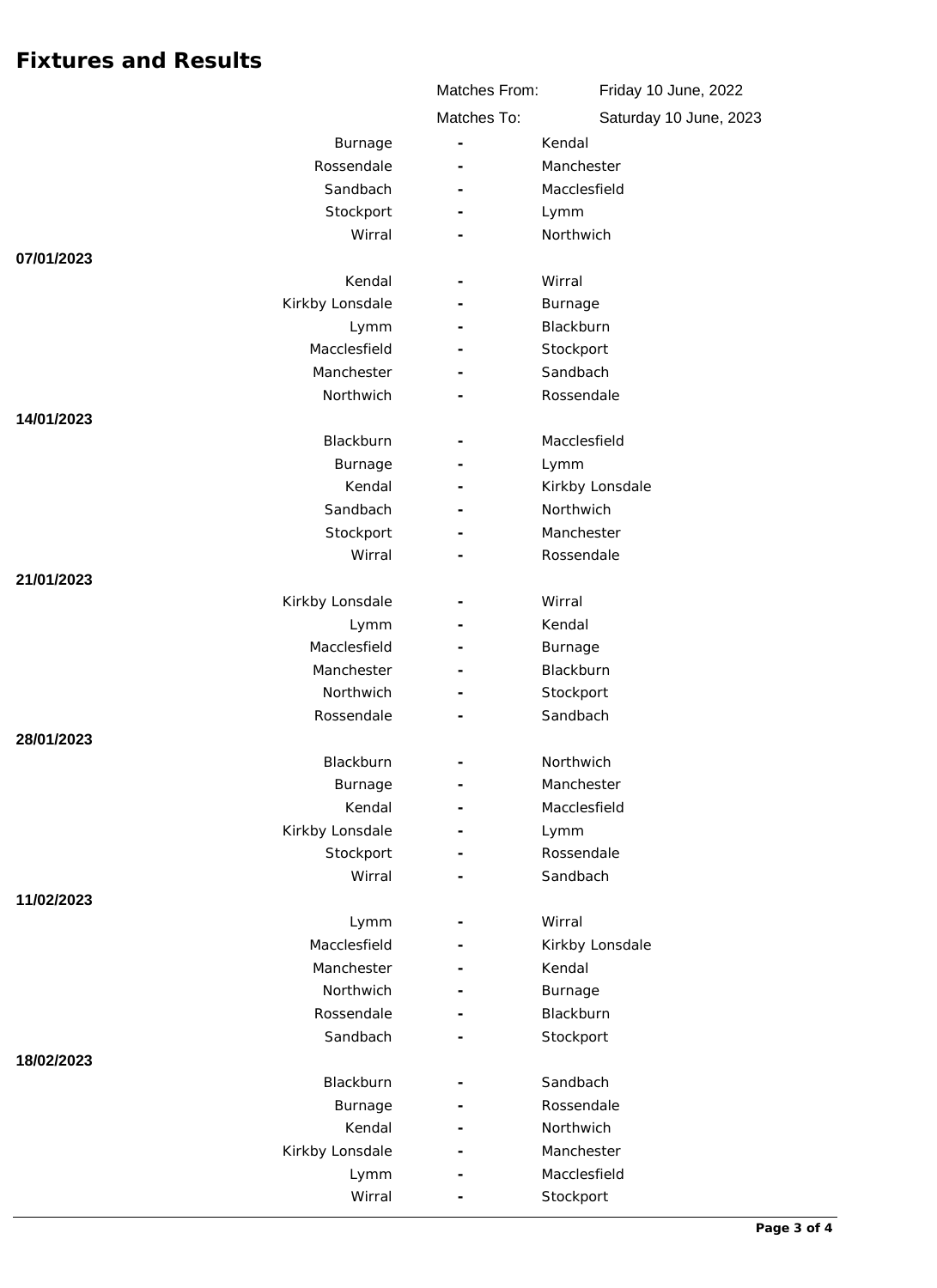# Fixtures and Results

| | |
|---|---|
| Matches From: | Friday 10 June, 2022 |
| Matches To: | Saturday 10 June, 2023 |

| Home | | Away |
|---|---|---|
| Burnage | - | Kendal |
| Rossendale | - | Manchester |
| Sandbach | - | Macclesfield |
| Stockport | - | Lymm |
| Wirral | - | Northwich |

**07/01/2023**

| Home | | Away |
|---|---|---|
| Kendal | - | Wirral |
| Kirkby Lonsdale | - | Burnage |
| Lymm | - | Blackburn |
| Macclesfield | - | Stockport |
| Manchester | - | Sandbach |
| Northwich | - | Rossendale |

**14/01/2023**

| Home | | Away |
|---|---|---|
| Blackburn | - | Macclesfield |
| Burnage | - | Lymm |
| Kendal | - | Kirkby Lonsdale |
| Sandbach | - | Northwich |
| Stockport | - | Manchester |
| Wirral | - | Rossendale |

**21/01/2023**

| Home | | Away |
|---|---|---|
| Kirkby Lonsdale | - | Wirral |
| Lymm | - | Kendal |
| Macclesfield | - | Burnage |
| Manchester | - | Blackburn |
| Northwich | - | Stockport |
| Rossendale | - | Sandbach |

**28/01/2023**

| Home | | Away |
|---|---|---|
| Blackburn | - | Northwich |
| Burnage | - | Manchester |
| Kendal | - | Macclesfield |
| Kirkby Lonsdale | - | Lymm |
| Stockport | - | Rossendale |
| Wirral | - | Sandbach |

**11/02/2023**

| Home | | Away |
|---|---|---|
| Lymm | - | Wirral |
| Macclesfield | - | Kirkby Lonsdale |
| Manchester | - | Kendal |
| Northwich | - | Burnage |
| Rossendale | - | Blackburn |
| Sandbach | - | Stockport |

**18/02/2023**

| Home | | Away |
|---|---|---|
| Blackburn | - | Sandbach |
| Burnage | - | Rossendale |
| Kendal | - | Northwich |
| Kirkby Lonsdale | - | Manchester |
| Lymm | - | Macclesfield |
| Wirral | - | Stockport |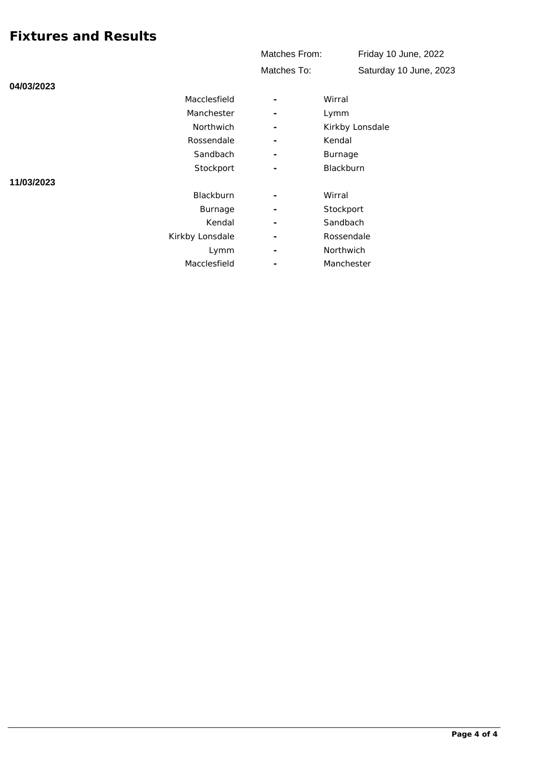# Fixtures and Results

Matches From: Friday 10 June, 2022

Matches To: Saturday 10 June, 2023

**04/03/2023**

| | | |
|---|---|---|
| Macclesfield | - | Wirral |
| Manchester | - | Lymm |
| Northwich | - | Kirkby Lonsdale |
| Rossendale | - | Kendal |
| Sandbach | - | Burnage |
| Stockport | - | Blackburn |

**11/03/2023**

| | | |
|---|---|---|
| Blackburn | - | Wirral |
| Burnage | - | Stockport |
| Kendal | - | Sandbach |
| Kirkby Lonsdale | - | Rossendale |
| Lymm | - | Northwich |
| Macclesfield | - | Manchester |